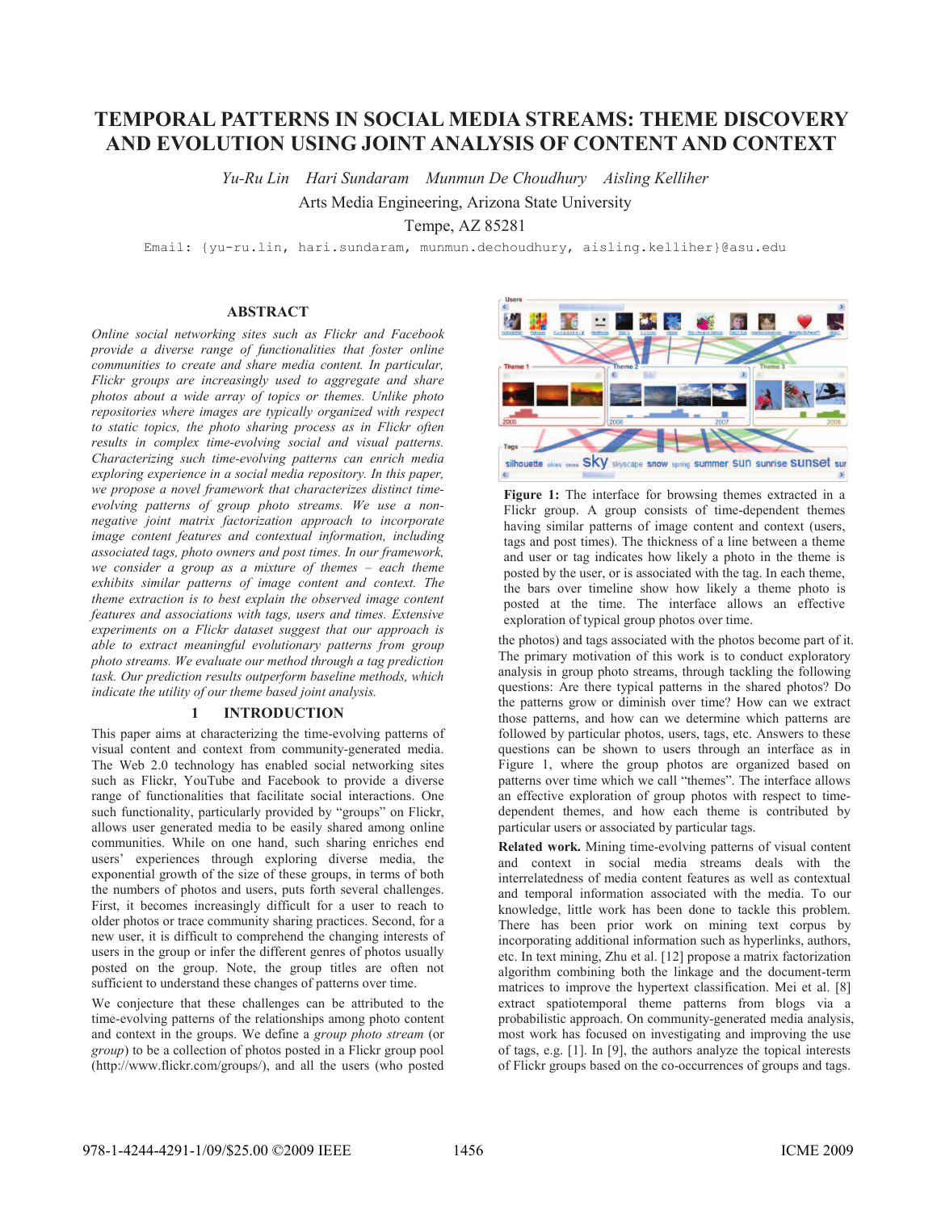# TEMPORAL PATTERNS IN SOCIAL MEDIA STREAMS: THEME DISCOVERY AND EVOLUTION USING JOINT ANALYSIS OF CONTENT AND CONTEXT

*Yu-Ru Lin Hari Sundaram Munmun De Choudhury Aisling Kelliher*

Arts Media Engineering, Arizona State University

Tempe, AZ 85281

Email: {yu-ru.lin, hari.sundaram, munmun.dechoudhury, aisling.kelliher}@asu.edu

## ABSTRACT

*Online social networking sites such as Flickr and Facebook provide a diverse range of functionalities that foster online communities to create and share media content. In particular, Flickr groups are increasingly used to aggregate and share photos about a wide array of topics or themes. Unlike photo repositories where images are typically organized with respect to static topics, the photo sharing process as in Flickr often results in complex time-evolving social and visual patterns. Characterizing such time-evolving patterns can enrich media exploring experience in a social media repository. In this paper, we propose a novel framework that characterizes distinct time-evolving patterns of group photo streams. We use a non-negative joint matrix factorization approach to incorporate image content features and contextual information, including associated tags, photo owners and post times. In our framework, we consider a group as a mixture of themes – each theme exhibits similar patterns of image content and context. The theme extraction is to best explain the observed image content features and associations with tags, users and times. Extensive experiments on a Flickr dataset suggest that our approach is able to extract meaningful evolutionary patterns from group photo streams. We evaluate our method through a tag prediction task. Our prediction results outperform baseline methods, which indicate the utility of our theme based joint analysis.*

## 1 INTRODUCTION

This paper aims at characterizing the time-evolving patterns of visual content and context from community-generated media. The Web 2.0 technology has enabled social networking sites such as Flickr, YouTube and Facebook to provide a diverse range of functionalities that facilitate social interactions. One such functionality, particularly provided by "groups" on Flickr, allows user generated media to be easily shared among online communities. While on one hand, such sharing enriches end users' experiences through exploring diverse media, the exponential growth of the size of these groups, in terms of both the numbers of photos and users, puts forth several challenges. First, it becomes increasingly difficult for a user to reach to older photos or trace community sharing practices. Second, for a new user, it is difficult to comprehend the changing interests of users in the group or infer the different genres of photos usually posted on the group. Note, the group titles are often not sufficient to understand these changes of patterns over time.

We conjecture that these challenges can be attributed to the time-evolving patterns of the relationships among photo content and context in the groups. We define a *group photo stream* (or *group*) to be a collection of photos posted in a Flickr group pool (http://www.flickr.com/groups/), and all the users (who posted the photos) and tags associated with the photos become part of it. The primary motivation of this work is to conduct exploratory analysis in group photo streams, through tackling the following questions: Are there typical patterns in the shared photos? Do the patterns grow or diminish over time? How can we extract those patterns, and how can we determine which patterns are followed by particular photos, users, tags, etc. Answers to these questions can be shown to users through an interface as in Figure 1, where the group photos are organized based on patterns over time which we call "themes". The interface allows an effective exploration of group photos with respect to time-dependent themes, and how each theme is contributed by particular users or associated by particular tags.

Users

Theme 1

Theme 2

Theme 3

2005

2006

2007

2008

Tags

silhouette skies sky skyscape snow spring summer sun sunrise sunset sur

**Figure 1:** The interface for browsing themes extracted in a Flickr group. A group consists of time-dependent themes having similar patterns of image content and context (users, tags and post times). The thickness of a line between a theme and user or tag indicates how likely a photo in the theme is posted by the user, or is associated with the tag. In each theme, the bars over timeline show how likely a theme photo is posted at the time. The interface allows an effective exploration of typical group photos over time.

**Related work.** Mining time-evolving patterns of visual content and context in social media streams deals with the interrelatedness of media content features as well as contextual and temporal information associated with the media. To our knowledge, little work has been done to tackle this problem. There has prior work on mining text corpus by incorporating additional information such as hyperlinks, authors, etc. In text mining, Zhu et al. [12] propose a matrix factorization algorithm combining both the linkage and the document-term matrices to improve the hypertext classification. Mei et al. [8] extract spatiotemporal theme patterns from blogs via a probabilistic approach. On community-generated media analysis, most work has focused on investigating and improving the use of tags, e.g. [1]. In [9], the authors analyze the topical interests of Flickr groups based on the co-occurrences of groups and tags.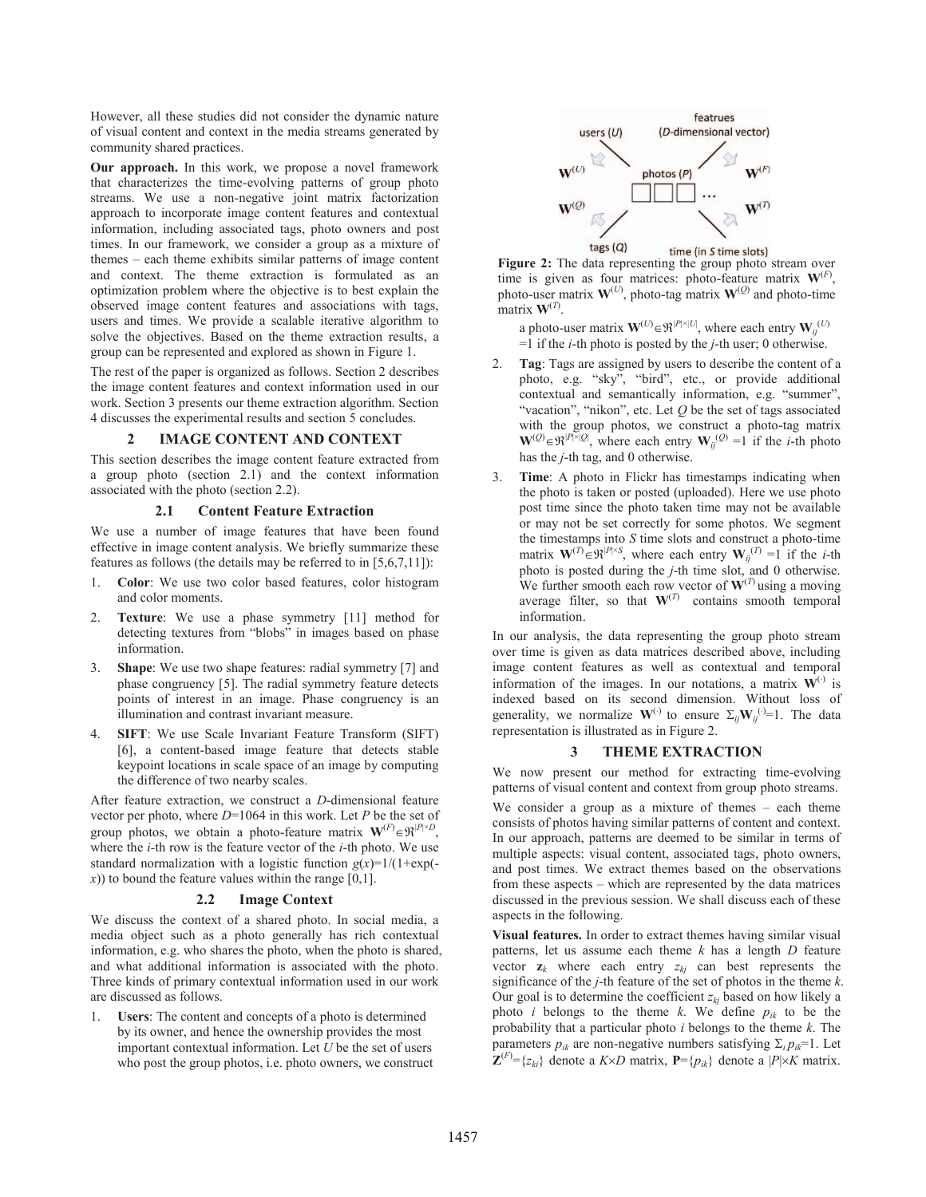However, all these studies did not consider the dynamic nature of visual content and context in the media streams generated by community shared practices.

**Our approach.** In this work, we propose a novel framework that characterizes the time-evolving patterns of group photo streams. We use a non-negative joint matrix factorization approach to incorporate image content features and contextual information, including associated tags, photo owners and post times. In our framework, we consider a group as a mixture of themes – each theme exhibits similar patterns of image content and context. The theme extraction is formulated as an optimization problem where the objective is to best explain the observed image content features and associations with tags, users and times. We provide a scalable iterative algorithm to solve the objectives. Based on the theme extraction results, a group can be represented and explored as shown in Figure 1.

The rest of the paper is organized as follows. Section 2 describes the image content features and context information used in our work. Section 3 presents our theme extraction algorithm. Section 4 discusses the experimental results and section 5 concludes.

## 2 IMAGE CONTENT AND CONTEXT

This section describes the image content feature extracted from a group photo (section 2.1) and the context information associated with the photo (section 2.2).

### 2.1 Content Feature Extraction

We use a number of image features that have been found effective in image content analysis. We briefly summarize these features as follows (the details may be referred to in [5,6,7,11]):

1. **Color**: We use two color based features, color histogram and color moments.
2. **Texture**: We use a phase symmetry [11] method for detecting textures from "blobs" in images based on phase information.
3. **Shape**: We use two shape features: radial symmetry [7] and phase congruency [5]. The radial symmetry feature detects points of interest in an image. Phase congruency is an illumination and contrast invariant measure.
4. **SIFT**: We use Scale Invariant Feature Transform (SIFT) [6], a content-based image feature that detects stable keypoint locations in scale space of an image by computing the difference of two nearby scales.

After feature extraction, we construct a $D$-dimensional feature vector per photo, where $D$=1064 in this work. Let $P$ be the set of group photos, we obtain a photo-feature matrix $\mathbf{W}^{(F)}\in\Re^{|P|\times D}$, where the $i$-th row is the feature vector of the $i$-th photo. We use standard normalization with a logistic function $g(x)=1/(1+\exp(-x))$ to bound the feature values within the range [0,1].

### 2.2 Image Context

We discuss the context of a shared photo. In social media, a media object such as a photo generally has rich contextual information, e.g. who shares the photo, when the photo is shared, and what additional information is associated with the photo. Three kinds of primary contextual information used in our work are discussed as follows.

1. **Users**: The content and concepts of a photo is determined by its owner, and hence the ownership provides the most important contextual information. Let $U$ be the set of users who post the group photos, i.e. photo owners, we construct a photo-user matrix $\mathbf{W}^{(U)}\in\Re^{|P|\times|U|}$, where each entry $\mathbf{W}_{ij}^{(U)}$ =1 if the $i$-th photo is posted by the $j$-th user; 0 otherwise.
2. **Tag**: Tags are assigned by users to describe the content of a photo, e.g. "sky", "bird", etc., or provide additional contextual and semantically information, e.g. "summer", "vacation", "nikon", etc. Let $Q$ be the set of tags associated with the group photos, we construct a photo-tag matrix $\mathbf{W}^{(Q)}\in\Re^{|P|\times|Q|}$, where each entry $\mathbf{W}_{ij}^{(Q)}$ =1 if the $i$-th photo has the $j$-th tag, and 0 otherwise.
3. **Time**: A photo in Flickr has timestamps indicating when the photo is taken or posted (uploaded). Here we use photo post time since the photo taken time may not be available or may not be set correctly for some photos. We segment the timestamps into $S$ time slots and construct a photo-time matrix $\mathbf{W}^{(T)}\in\Re^{|P|\times S}$, where each entry $\mathbf{W}_{ij}^{(T)}$ =1 if the $i$-th photo is posted during the $j$-th time slot, and 0 otherwise. We further smooth each row vector of $\mathbf{W}^{(T)}$ using a moving average filter, so that $\mathbf{W}^{(T)}$ contains smooth temporal information.

In our analysis, the data representing the group photo stream over time is given as data matrices described above, including image content features as well as contextual and temporal information of the images. In our notations, a matrix $\mathbf{W}^{(\cdot)}$ is indexed based on its second dimension. Without loss of generality, we normalize $\mathbf{W}^{(\cdot)}$ to ensure $\Sigma_{ij}\mathbf{W}_{ij}^{(\cdot)}$=1. The data representation is illustrated as in Figure 2.

**Figure 2:** The data representing the group photo stream over time is given as four matrices: photo-feature matrix $\mathbf{W}^{(F)}$, photo-user matrix $\mathbf{W}^{(U)}$, photo-tag matrix $\mathbf{W}^{(Q)}$ and photo-time matrix $\mathbf{W}^{(T)}$.

## 3 THEME EXTRACTION

We now present our method for extracting time-evolving patterns of visual content and context from group photo streams.

We consider a group as a mixture of themes – each theme consists of photos having similar patterns of content and context. In our approach, patterns are deemed to be similar in terms of multiple aspects: visual content, associated tags, photo owners, and post times. We extract themes based on the observations from these aspects – which are represented by the data matrices discussed in the previous session. We shall discuss each of these aspects in the following.

**Visual features.** In order to extract themes having similar visual patterns, let us assume each theme $k$ has a length $D$ feature vector $\mathbf{z}_k$ where each entry $z_{kj}$ can best represents the significance of the $j$-th feature of the set of photos in the theme $k$. Our goal is to determine the coefficient $z_{kj}$ based on how likely a photo $i$ belongs to the theme $k$. We define $p_{ik}$ to be the probability that a particular photo $i$ belongs to the theme $k$. The parameters $p_{ik}$ are non-negative numbers satisfying $\Sigma_i p_{ik}$=1. Let $\mathbf{Z}^{(F)}=\{z_{ki}\}$ denote a $K\times D$ matrix, $\mathbf{P}=\{p_{ik}\}$ denote a $|P|\times K$ matrix.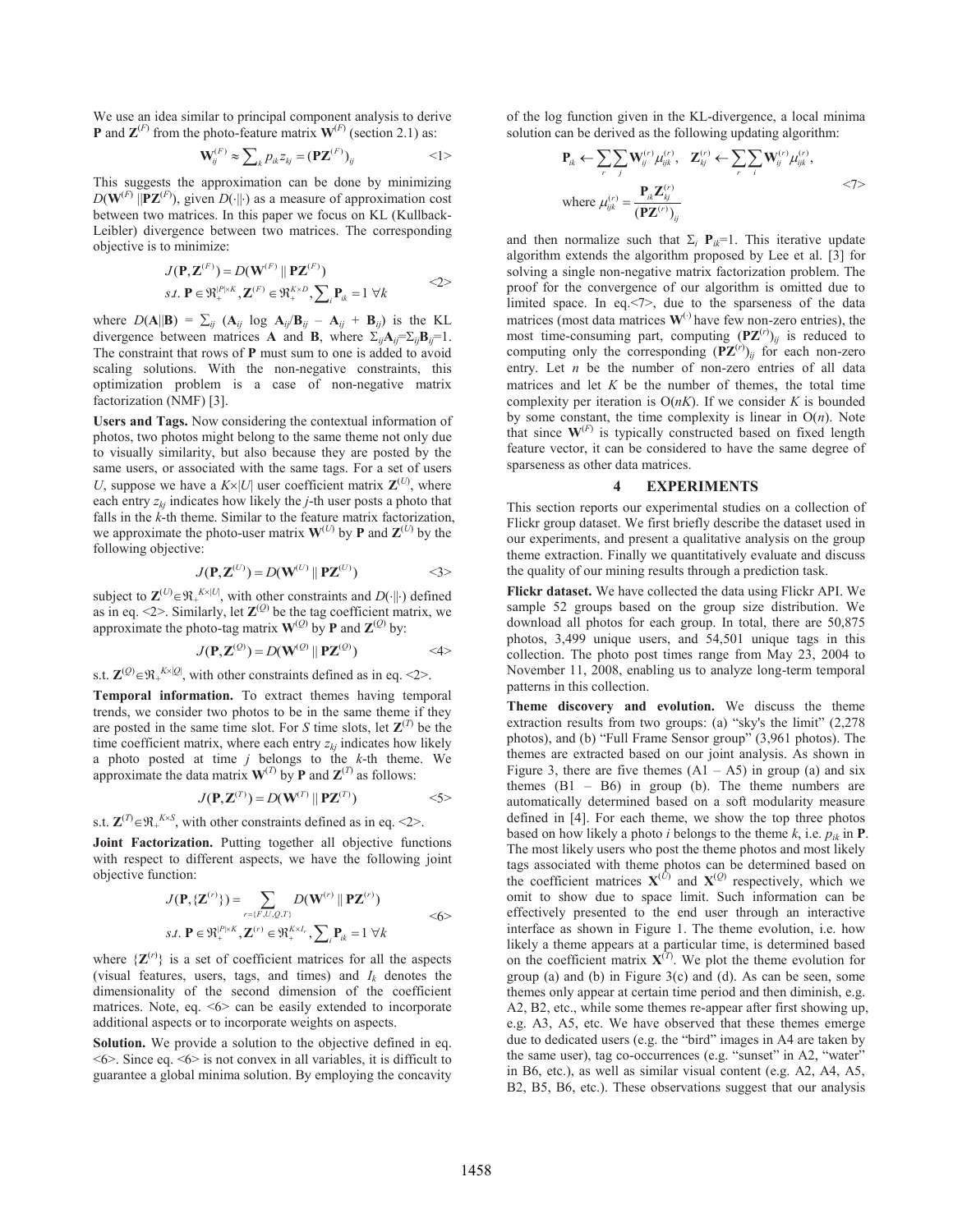We use an idea similar to principal component analysis to derive $\mathbf{P}$ and $\mathbf{Z}^{(F)}$ from the photo-feature matrix $\mathbf{W}^{(F)}$ (section 2.1) as:

$$\mathbf{W}_{ij}^{(F)} \approx \sum_k p_{ik} z_{kj} = (\mathbf{P}\mathbf{Z}^{(F)})_{ij} \qquad \text{<1>}$$

This suggests the approximation can be done by minimizing $D(\mathbf{W}^{(F)} \| \mathbf{P}\mathbf{Z}^{(F)})$, given $D(\cdot\|\cdot)$ as a measure of approximation cost between two matrices. In this paper we focus on KL (Kullback-Leibler) divergence between two matrices. The corresponding objective is to minimize:

$$\begin{aligned} &J(\mathbf{P}, \mathbf{Z}^{(F)}) = D(\mathbf{W}^{(F)} \| \mathbf{P}\mathbf{Z}^{(F)}) \\ &s.t.\ \mathbf{P} \in \Re_+^{|P| \times K}, \mathbf{Z}^{(F)} \in \Re_+^{K \times D}, \sum_i \mathbf{P}_{ik} = 1\ \forall k \end{aligned} \qquad \text{<2>}$$

where $D(\mathbf{A}\|\mathbf{B}) = \sum_{ij} (\mathbf{A}_{ij} \log \mathbf{A}_{ij}/\mathbf{B}_{ij} - \mathbf{A}_{ij} + \mathbf{B}_{ij})$ is the KL divergence between matrices $\mathbf{A}$ and $\mathbf{B}$, where $\Sigma_{ij}\mathbf{A}_{ij}=\Sigma_{ij}\mathbf{B}_{ij}=1$. The constraint that rows of $\mathbf{P}$ must sum to one is added to avoid scaling solutions. With the non-negative constraints, this optimization problem is a case of non-negative matrix factorization (NMF) [3].

**Users and Tags.** Now considering the contextual information of photos, two photos might belong to the same theme not only due to visually similarity, but also because they are posted by the same users, or associated with the same tags. For a set of users $U$, suppose we have a $K\times|U|$ user coefficient matrix $\mathbf{Z}^{(U)}$, where each entry $z_{kj}$ indicates how likely the $j$-th user posts a photo that falls in the $k$-th theme. Similar to the feature matrix factorization, we approximate the photo-user matrix $\mathbf{W}^{(U)}$ by $\mathbf{P}$ and $\mathbf{Z}^{(U)}$ by the following objective:

$$J(\mathbf{P}, \mathbf{Z}^{(U)}) = D(\mathbf{W}^{(U)} \| \mathbf{P}\mathbf{Z}^{(U)}) \qquad \text{<3>}$$

subject to $\mathbf{Z}^{(U)} \in \Re_+^{K\times|U|}$, with other constraints and $D(\cdot\|\cdot)$ defined as in eq. <2>. Similarly, let $\mathbf{Z}^{(Q)}$ be the tag coefficient matrix, we approximate the photo-tag matrix $\mathbf{W}^{(Q)}$ by $\mathbf{P}$ and $\mathbf{Z}^{(Q)}$ by:

$$J(\mathbf{P}, \mathbf{Z}^{(Q)}) = D(\mathbf{W}^{(Q)} \| \mathbf{P}\mathbf{Z}^{(Q)}) \qquad \text{<4>}$$

s.t. $\mathbf{Z}^{(Q)} \in \Re_+^{K\times|Q|}$, with other constraints defined as in eq. <2>.

**Temporal information.** To extract themes having temporal trends, we consider two photos to be in the same theme if they are posted in the same time slot. For $S$ time slots, let $\mathbf{Z}^{(T)}$ be the time coefficient matrix, where each entry $z_{kj}$ indicates how likely a photo posted at time $j$ belongs to the $k$-th theme. We approximate the data matrix $\mathbf{W}^{(T)}$ by $\mathbf{P}$ and $\mathbf{Z}^{(T)}$ as follows:

$$J(\mathbf{P}, \mathbf{Z}^{(T)}) = D(\mathbf{W}^{(T)} \| \mathbf{P}\mathbf{Z}^{(T)}) \qquad \text{<5>}$$

s.t. $\mathbf{Z}^{(T)} \in \Re_+^{K\times S}$, with other constraints defined as in eq. <2>.

**Joint Factorization.** Putting together all objective functions with respect to different aspects, we have the following joint objective function:

$$\begin{aligned} &J(\mathbf{P}, \{\mathbf{Z}^{(r)}\}) = \sum_{r=\{F,U,Q,T\}} D(\mathbf{W}^{(r)} \| \mathbf{P}\mathbf{Z}^{(r)}) \\ &s.t.\ \mathbf{P} \in \Re_+^{|P| \times K}, \mathbf{Z}^{(r)} \in \Re_+^{K \times I_r}, \sum_i \mathbf{P}_{ik} = 1\ \forall k \end{aligned} \qquad \text{<6>}$$

where $\{\mathbf{Z}^{(r)}\}$ is a set of coefficient matrices for all the aspects (visual features, users, tags, and times) and $I_k$ denotes the dimensionality of the second dimension of the coefficient matrices. Note, eq. <6> can be easily extended to incorporate additional aspects or to incorporate weights on aspects.

**Solution.** We provide a solution to the objective defined in eq. <6>. Since eq. <6> is not convex in all variables, it is difficult to guarantee a global minima solution. By employing the concavity of the log function given in the KL-divergence, a local minima solution can be derived as the following updating algorithm:

$$\begin{aligned} &\mathbf{P}_{ik} \leftarrow \sum_r \sum_j \mathbf{W}_{ij}^{(r)} \mu_{ijk}^{(r)}, \quad \mathbf{Z}_{kj}^{(r)} \leftarrow \sum_r \sum_i \mathbf{W}_{ij}^{(r)} \mu_{ijk}^{(r)}, \\ &\text{where } \mu_{ijk}^{(r)} = \frac{\mathbf{P}_{ik}\mathbf{Z}_{kj}^{(r)}}{(\mathbf{P}\mathbf{Z}^{(r)})_{ij}} \end{aligned} \qquad \text{<7>}$$

and then normalize such that $\Sigma_i\ \mathbf{P}_{ik}=1$. This iterative update algorithm extends the algorithm proposed by Lee et al. [3] for solving a single non-negative matrix factorization problem. The proof for the convergence of our algorithm is omitted due to limited space. In eq.<7>, due to the sparseness of the data matrices (most data matrices $\mathbf{W}^{(\cdot)}$ have few non-zero entries), the most time-consuming part, computing $(\mathbf{P}\mathbf{Z}^{(r)})_{ij}$ is reduced to computing only the corresponding $(\mathbf{P}\mathbf{Z}^{(r)})_{ij}$ for each non-zero entry. Let $n$ be the number of non-zero entries of all data matrices and let $K$ be the number of themes, the total time complexity per iteration is $O(nK)$. If we consider $K$ is bounded by some constant, the time complexity is linear in $O(n)$. Note that since $\mathbf{W}^{(F)}$ is typically constructed based on fixed length feature vector, it can be considered to have the same degree of sparseness as other data matrices.

## 4 EXPERIMENTS

This section reports our experimental studies on a collection of Flickr group dataset. We first briefly describe the dataset used in our experiments, and present a qualitative analysis on the group theme extraction. Finally we quantitatively evaluate and discuss the quality of our mining results through a prediction task.

**Flickr dataset.** We have collected the data using Flickr API. We sample 52 groups based on the group size distribution. We download all photos for each group. In total, there are 50,875 photos, 3,499 unique users, and 54,501 unique tags in this collection. The photo post times range from May 23, 2004 to November 11, 2008, enabling us to analyze long-term temporal patterns in this collection.

**Theme discovery and evolution.** We discuss the theme extraction results from two groups: (a) "sky's the limit" (2,278 photos), and (b) "Full Frame Sensor group" (3,961 photos). The themes are extracted based on our joint analysis. As shown in Figure 3, there are five themes (A1 – A5) in group (a) and six themes (B1 – B6) in group (b). The theme numbers are automatically determined based on a soft modularity measure defined in [4]. For each theme, we show the top three photos based on how likely a photo $i$ belongs to the theme $k$, i.e. $p_{ik}$ in $\mathbf{P}$. The most likely users who post the theme photos and most likely tags associated with theme photos can be determined based on the coefficient matrices $\mathbf{X}^{(U)}$ and $\mathbf{X}^{(Q)}$ respectively, which we omit to show due to space limit. Such information can be effectively presented to the end user through an interactive interface as shown in Figure 1. The theme evolution, i.e. how likely a theme appears at a particular time, is determined based on the coefficient matrix $\mathbf{X}^{(T)}$. We plot the theme evolution for group (a) and (b) in Figure 3(c) and (d). As can be seen, some themes only appear at certain time period and then diminish, e.g. A2, B2, etc., while some themes re-appear after first showing up, e.g. A3, A5, etc. We have observed that these themes emerge due to dedicated users (e.g. the "bird" images in A4 are taken by the same user), tag co-occurrences (e.g. "sunset" in A2, "water" in B6, etc.), as well as similar visual content (e.g. A2, A4, A5, B2, B5, B6, etc.). These observations suggest that our analysis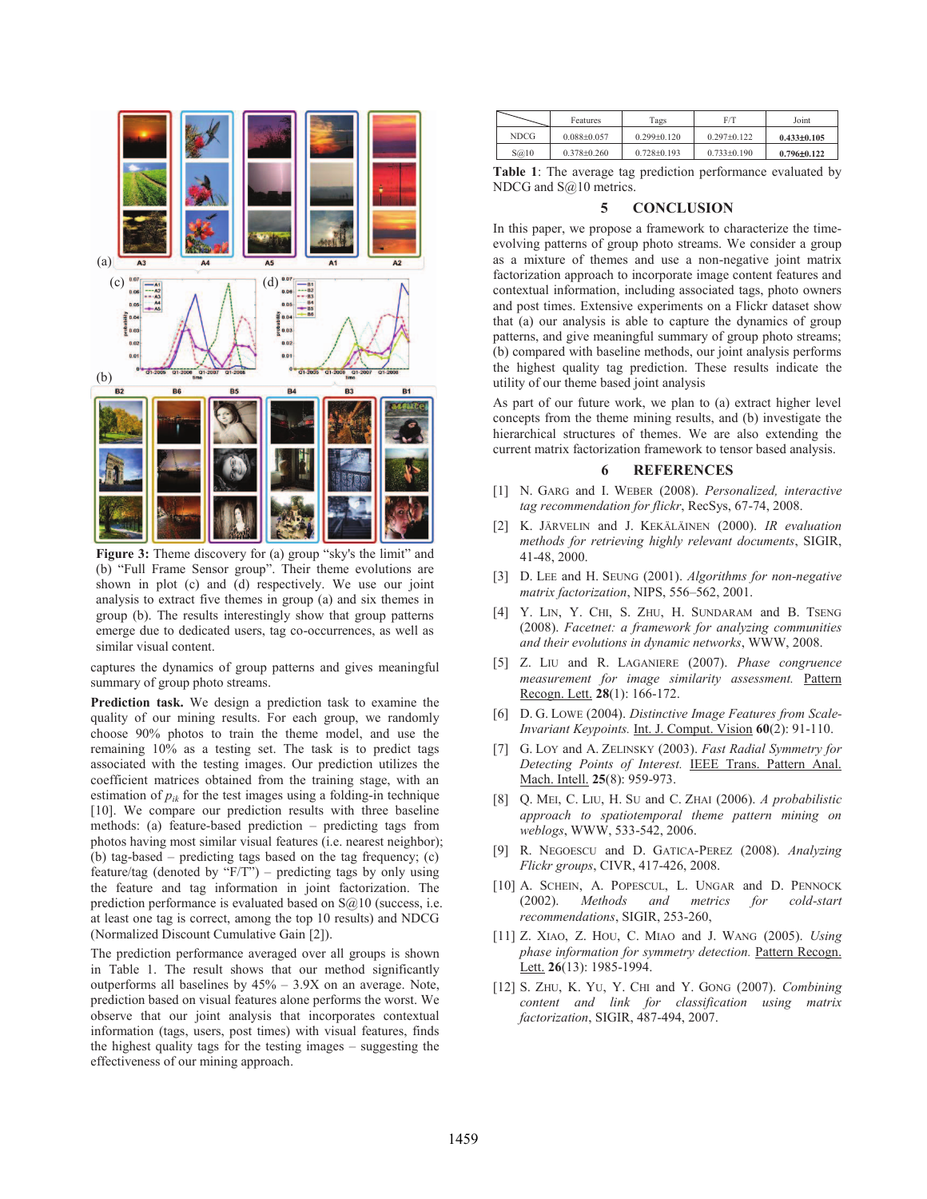(a)

A3 A4 A5 A1 A2

(c)

(d)

(b)

B2 B6 B5 B4 B3 B1

**Figure 3:** Theme discovery for (a) group "sky's the limit" and (b) "Full Frame Sensor group". Their theme evolutions are shown in plot (c) and (d) respectively. We use our joint analysis to extract five themes in group (a) and six themes in group (b). The results interestingly show that group patterns emerge due to dedicated users, tag co-occurrences, as well as similar visual content.

captures the dynamics of group patterns and gives meaningful summary of group photo streams.

**Prediction task.** We design a prediction task to examine the quality of our mining results. For each group, we randomly choose 90% photos to train the theme model, and use the remaining 10% as a testing set. The task is to predict tags associated with the testing images. Our prediction utilizes the coefficient matrices obtained from the training stage, with an estimation of $p_{ik}$ for the test images using a folding-in technique [10]. We compare our prediction results with three baseline methods: (a) feature-based prediction – predicting tags from photos having most similar visual features (i.e. nearest neighbor); (b) tag-based – predicting tags based on the tag frequency; (c) feature/tag (denoted by "F/T") – predicting tags by only using the feature and tag information in joint factorization. The prediction performance is evaluated based on S@10 (success, i.e. at least one tag is correct, among the top 10 results) and NDCG (Normalized Discount Cumulative Gain [2]).

The prediction performance averaged over all groups is shown in Table 1. The result shows that our method significantly outperforms all baselines by 45% – 3.9X on an average. Note, prediction based on visual features alone performs the worst. We observe that our joint analysis that incorporates contextual information (tags, users, post times) with visual features, finds the highest quality tags for the testing images – suggesting the effectiveness of our mining approach.

| | Features | Tags | F/T | Joint |
|---|---|---|---|---|
| NDCG | 0.088±0.057 | 0.299±0.120 | 0.297±0.122 | **0.433±0.105** |
| S@10 | 0.378±0.260 | 0.728±0.193 | 0.733±0.190 | **0.796±0.122** |

**Table 1**: The average tag prediction performance evaluated by NDCG and S@10 metrics.

## 5 CONCLUSION

In this paper, we propose a framework to characterize the time-evolving patterns of group photo streams. We consider a group as a mixture of themes and use a non-negative joint matrix factorization approach to incorporate image content features and contextual information, including associated tags, photo owners and post times. Extensive experiments on a Flickr dataset show that (a) our analysis is able to capture the dynamics of group patterns, and give meaningful summary of group photo streams; (b) compared with baseline methods, our joint analysis performs the highest quality tag prediction. These results indicate the utility of our theme based joint analysis

As part of our future work, we plan to (a) extract higher level concepts from the theme mining results, and (b) investigate the hierarchical structures of themes. We are also extending the current matrix factorization framework to tensor based analysis.

## 6 REFERENCES

[1] N. Garg and I. Weber (2008). *Personalized, interactive tag recommendation for flickr*, RecSys, 67-74, 2008.

[2] K. Järvelin and J. Kekäläinen (2000). *IR evaluation methods for retrieving highly relevant documents*, SIGIR, 41-48, 2000.

[3] D. Lee and H. Seung (2001). *Algorithms for non-negative matrix factorization*, NIPS, 556–562, 2001.

[4] Y. Lin, Y. Chi, S. Zhu, H. Sundaram and B. Tseng (2008). *Facetnet: a framework for analyzing communities and their evolutions in dynamic networks*, WWW, 2008.

[5] Z. Liu and R. Laganiere (2007). *Phase congruence measurement for image similarity assessment.* Pattern Recogn. Lett. **28**(1): 166-172.

[6] D. G. Lowe (2004). *Distinctive Image Features from Scale-Invariant Keypoints.* Int. J. Comput. Vision **60**(2): 91-110.

[7] G. Loy and A. Zelinsky (2003). *Fast Radial Symmetry for Detecting Points of Interest.* IEEE Trans. Pattern Anal. Mach. Intell. **25**(8): 959-973.

[8] Q. Mei, C. Liu, H. Su and C. Zhai (2006). *A probabilistic approach to spatiotemporal theme pattern mining on weblogs*, WWW, 533-542, 2006.

[9] R. Negoescu and D. Gatica-Perez (2008). *Analyzing Flickr groups*, CIVR, 417-426, 2008.

[10] A. Schein, A. Popescul, L. Ungar and D. Pennock (2002). *Methods and metrics for cold-start recommendations*, SIGIR, 253-260,

[11] Z. Xiao, Z. Hou, C. Miao and J. Wang (2005). *Using phase information for symmetry detection.* Pattern Recogn. Lett. **26**(13): 1985-1994.

[12] S. Zhu, K. Yu, Y. Chi and Y. Gong (2007). *Combining content and link for classification using matrix factorization*, SIGIR, 487-494, 2007.